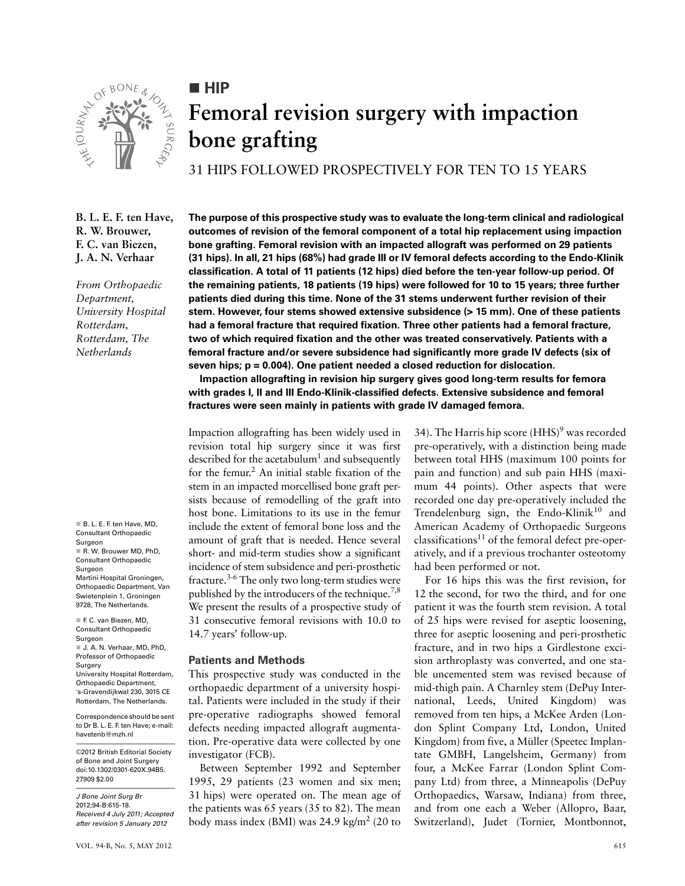■ HIP

# Femoral revision surgery with impaction bone grafting

## 31 HIPS FOLLOWED PROSPECTIVELY FOR TEN TO 15 YEARS

**B. L. E. F. ten Have, R. W. Brouwer, F. C. van Biezen, J. A. N. Verhaar**

*From Orthopaedic Department, University Hospital Rotterdam, Rotterdam, The Netherlands*

**The purpose of this prospective study was to evaluate the long-term clinical and radiological outcomes of revision of the femoral component of a total hip replacement using impaction bone grafting. Femoral revision with an impacted allograft was performed on 29 patients (31 hips). In all, 21 hips (68%) had grade III or IV femoral defects according to the Endo-Klinik classification. A total of 11 patients (12 hips) died before the ten-year follow-up period. Of the remaining patients, 18 patients (19 hips) were followed for 10 to 15 years; three further patients died during this time. None of the 31 stems underwent further revision of their stem. However, four stems showed extensive subsidence (> 15 mm). One of these patients had a femoral fracture that required fixation. Three other patients had a femoral fracture, two of which required fixation and the other was treated conservatively. Patients with a femoral fracture and/or severe subsidence had significantly more grade IV defects (six of seven hips; p = 0.004). One patient needed a closed reduction for dislocation.**

**Impaction allografting in revision hip surgery gives good long-term results for femora with grades I, II and III Endo-Klinik-classified defects. Extensive subsidence and femoral fractures were seen mainly in patients with grade IV damaged femora.**

Impaction allografting has been widely used in revision total hip surgery since it was first described for the acetabulum[1] and subsequently for the femur.[2] An initial stable fixation of the stem in an impacted morcellised bone graft persists because of remodelling of the graft into host bone. Limitations to its use in the femur include the extent of femoral bone loss and the amount of graft that is needed. Hence several short- and mid-term studies show a significant incidence of stem subsidence and peri-prosthetic fracture.[3-6] The only two long-term studies were published by the introducers of the technique.[7,8] We present the results of a prospective study of 31 consecutive femoral revisions with 10.0 to 14.7 years' follow-up.

### Patients and Methods

This prospective study was conducted in the orthopaedic department of a university hospital. Patients were included in the study if their pre-operative radiographs showed femoral defects needing impacted allograft augmentation. Pre-operative data were collected by one investigator (FCB).

Between September 1992 and September 1995, 29 patients (23 women and six men; 31 hips) were operated on. The mean age of the patients was 65 years (35 to 82). The mean body mass index (BMI) was 24.9 kg/m$^2$ (20 to 34). The Harris hip score (HHS)[9] was recorded pre-operatively, with a distinction being made between total HHS (maximum 100 points for pain and function) and sub pain HHS (maximum 44 points). Other aspects that were recorded one day pre-operatively included the Trendelenburg sign, the Endo-Klinik[10] and American Academy of Orthopaedic Surgeons classifications[11] of the femoral defect pre-operatively, and if a previous trochanter osteotomy had been performed or not.

For 16 hips this was the first revision, for 12 the second, for two the third, and for one patient it was the fourth stem revision. A total of 25 hips were revised for aseptic loosening, three for aseptic loosening and peri-prosthetic fracture, and in two hips a Girdlestone excision arthroplasty was converted, and one stable uncemented stem was revised because of mid-thigh pain. A Charnley stem (DePuy International, Leeds, United Kingdom) was removed from ten hips, a McKee Arden (London Splint Company Ltd, London, United Kingdom) from five, a Müller (Speetec Implantate GMBH, Langelsheim, Germany) from four, a McKee Farrar (London Splint Company Ltd) from three, a Minneapolis (DePuy Orthopaedics, Warsaw, Indiana) from three, and from one each a Weber (Allopro, Baar, Switzerland), Judet (Tornier, Montbonnot,

■ B. L. E. F. ten Have, MD, Consultant Orthopaedic Surgeon
■ R. W. Brouwer MD, PhD, Consultant Orthopaedic Surgeon
Martini Hospital Groningen, Orthopaedic Department, Van Swietenplein 1, Groningen 9728, The Netherlands.

■ F. C. van Biezen, MD, Consultant Orthopaedic Surgeon
■ J. A. N. Verhaar, MD, PhD, Professor of Orthopaedic Surgery
University Hospital Rotterdam, Orthopaedic Department, 's-Gravendijkwal 230, 3015 CE Rotterdam, The Netherlands.

Correspondence should be sent to Dr B. L. E. F. ten Have; e-mail: havetenb@mzh.nl

©2012 British Editorial Society of Bone and Joint Surgery
doi:10.1302/0301-620X.94B5.27909 $2.00

*J Bone Joint Surg Br* 2012;94-B:615-18.
*Received 4 July 2011; Accepted after revision 5 January 2012*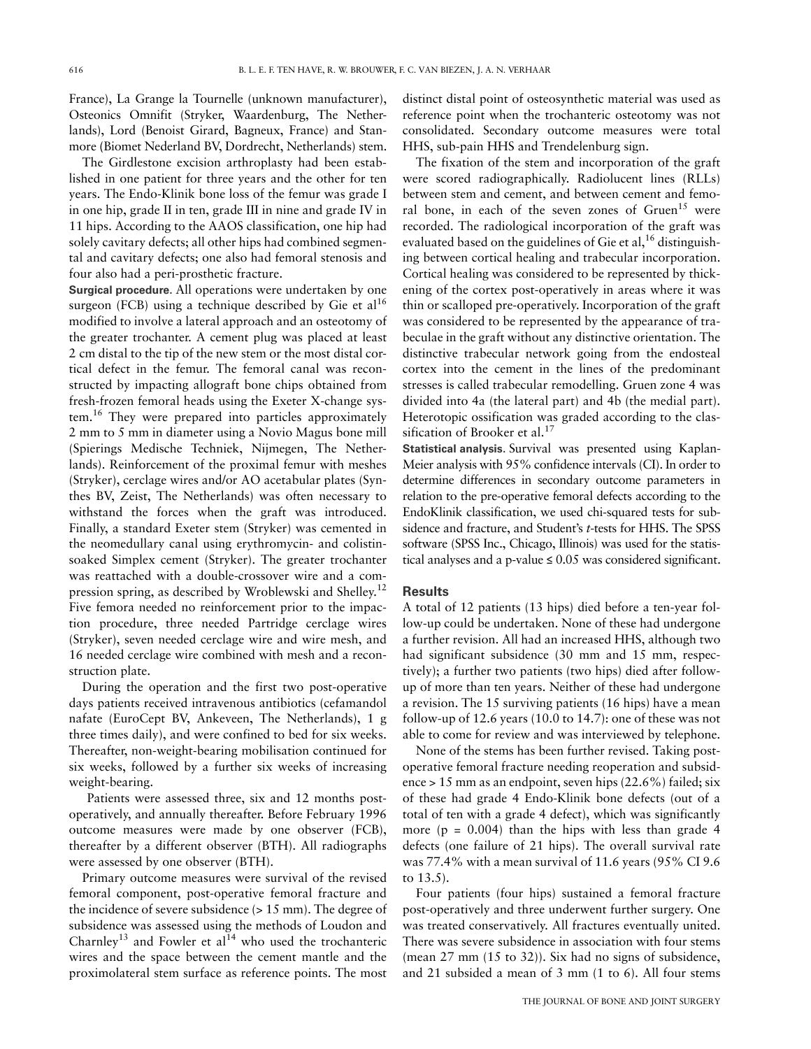France), La Grange la Tournelle (unknown manufacturer), Osteonics Omnifit (Stryker, Waardenburg, The Netherlands), Lord (Benoist Girard, Bagneux, France) and Stanmore (Biomet Nederland BV, Dordrecht, Netherlands) stem.

The Girdlestone excision arthroplasty had been established in one patient for three years and the other for ten years. The Endo-Klinik bone loss of the femur was grade I in one hip, grade II in ten, grade III in nine and grade IV in 11 hips. According to the AAOS classification, one hip had solely cavitary defects; all other hips had combined segmental and cavitary defects; one also had femoral stenosis and four also had a peri-prosthetic fracture.

**Surgical procedure**. All operations were undertaken by one surgeon (FCB) using a technique described by Gie et al[16] modified to involve a lateral approach and an osteotomy of the greater trochanter. A cement plug was placed at least 2 cm distal to the tip of the new stem or the most distal cortical defect in the femur. The femoral canal was reconstructed by impacting allograft bone chips obtained from fresh-frozen femoral heads using the Exeter X-change system.[16] They were prepared into particles approximately 2 mm to 5 mm in diameter using a Novio Magus bone mill (Spierings Medische Techniek, Nijmegen, The Netherlands). Reinforcement of the proximal femur with meshes (Stryker), cerclage wires and/or AO acetabular plates (Synthes BV, Zeist, The Netherlands) was often necessary to withstand the forces when the graft was introduced. Finally, a standard Exeter stem (Stryker) was cemented in the neomedullary canal using erythromycin- and colistin-soaked Simplex cement (Stryker). The greater trochanter was reattached with a double-crossover wire and a compression spring, as described by Wroblewski and Shelley.[12] Five femora needed no reinforcement prior to the impaction procedure, three needed Partridge cerclage wires (Stryker), seven needed cerclage wire and wire mesh, and 16 needed cerclage wire combined with mesh and a reconstruction plate.

During the operation and the first two post-operative days patients received intravenous antibiotics (cefamandol nafate (EuroCept BV, Ankeveen, The Netherlands), 1 g three times daily), and were confined to bed for six weeks. Thereafter, non-weight-bearing mobilisation continued for six weeks, followed by a further six weeks of increasing weight-bearing.

Patients were assessed three, six and 12 months post-operatively, and annually thereafter. Before February 1996 outcome measures were made by one observer (FCB), thereafter by a different observer (BTH). All radiographs were assessed by one observer (BTH).

Primary outcome measures were survival of the revised femoral component, post-operative femoral fracture and the incidence of severe subsidence (> 15 mm). The degree of subsidence was assessed using the methods of Loudon and Charnley[13] and Fowler et al[14] who used the trochanteric wires and the space between the cement mantle and the proximolateral stem surface as reference points. The most distinct distal point of osteosynthetic material was used as reference point when the trochanteric osteotomy was not consolidated. Secondary outcome measures were total HHS, sub-pain HHS and Trendelenburg sign.

The fixation of the stem and incorporation of the graft were scored radiographically. Radiolucent lines (RLLs) between stem and cement, and between cement and femoral bone, in each of the seven zones of Gruen[15] were recorded. The radiological incorporation of the graft was evaluated based on the guidelines of Gie et al,[16] distinguishing between cortical healing and trabecular incorporation. Cortical healing was considered to be represented by thickening of the cortex post-operatively in areas where it was thin or scalloped pre-operatively. Incorporation of the graft was considered to be represented by the appearance of trabeculae in the graft without any distinctive orientation. The distinctive trabecular network going from the endosteal cortex into the cement in the lines of the predominant stresses is called trabecular remodelling. Gruen zone 4 was divided into 4a (the lateral part) and 4b (the medial part). Heterotopic ossification was graded according to the classification of Brooker et al.[17]

**Statistical analysis**. Survival was presented using Kaplan-Meier analysis with 95% confidence intervals (CI). In order to determine differences in secondary outcome parameters in relation to the pre-operative femoral defects according to the EndoKlinik classification, we used chi-squared tests for subsidence and fracture, and Student's *t*-tests for HHS. The SPSS software (SPSS Inc., Chicago, Illinois) was used for the statistical analyses and a p-value ≤ 0.05 was considered significant.

## Results

A total of 12 patients (13 hips) died before a ten-year follow-up could be undertaken. None of these had undergone a further revision. All had an increased HHS, although two had significant subsidence (30 mm and 15 mm, respectively); a further two patients (two hips) died after follow-up of more than ten years. Neither of these had undergone a revision. The 15 surviving patients (16 hips) have a mean follow-up of 12.6 years (10.0 to 14.7): one of these was not able to come for review and was interviewed by telephone.

None of the stems has been further revised. Taking post-operative femoral fracture needing reoperation and subsidence > 15 mm as an endpoint, seven hips (22.6%) failed; six of these had grade 4 Endo-Klinik bone defects (out of a total of ten with a grade 4 defect), which was significantly more (p = 0.004) than the hips with less than grade 4 defects (one failure of 21 hips). The overall survival rate was 77.4% with a mean survival of 11.6 years (95% CI 9.6 to 13.5).

Four patients (four hips) sustained a femoral fracture post-operatively and three underwent further surgery. One was treated conservatively. All fractures eventually united. There was severe subsidence in association with four stems (mean 27 mm (15 to 32)). Six had no signs of subsidence, and 21 subsided a mean of 3 mm (1 to 6). All four stems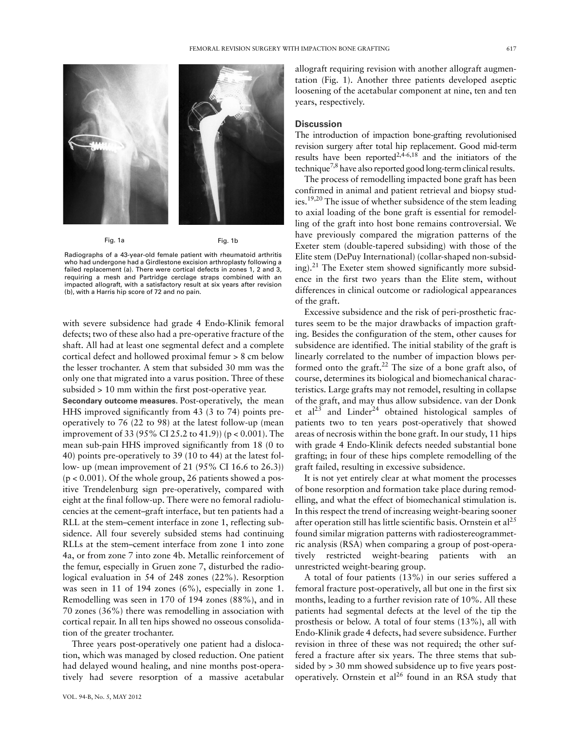Fig. 1a Fig. 1b

Radiographs of a 43-year-old female patient with rheumatoid arthritis who had undergone had a Girdlestone excision arthroplasty following a failed replacement (a). There were cortical defects in zones 1, 2 and 3, requiring a mesh and Partridge cerclage straps combined with an impacted allograft, with a satisfactory result at six years after revision (b), with a Harris hip score of 72 and no pain.

with severe subsidence had grade 4 Endo-Klinik femoral defects; two of these also had a pre-operative fracture of the shaft. All had at least one segmental defect and a complete cortical defect and hollowed proximal femur > 8 cm below the lesser trochanter. A stem that subsided 30 mm was the only one that migrated into a varus position. Three of these subsided > 10 mm within the first post-operative year.

**Secondary outcome measures**. Post-operatively, the mean HHS improved significantly from 43 (3 to 74) points pre-operatively to 76 (22 to 98) at the latest follow-up (mean improvement of 33 (95% CI 25.2 to 41.9)) ($p < 0.001$). The mean sub-pain HHS improved significantly from 18 (0 to 40) points pre-operatively to 39 (10 to 44) at the latest follow- up (mean improvement of 21 (95% CI 16.6 to 26.3)) ($p < 0.001$). Of the whole group, 26 patients showed a positive Trendelenburg sign pre-operatively, compared with eight at the final follow-up. There were no femoral radiolucencies at the cement–graft interface, but ten patients had a RLL at the stem–cement interface in zone 1, reflecting subsidence. All four severely subsided stems had continuing RLLs at the stem–cement interface from zone 1 into zone 4a, or from zone 7 into zone 4b. Metallic reinforcement of the femur, especially in Gruen zone 7, disturbed the radiological evaluation in 54 of 248 zones (22%). Resorption was seen in 11 of 194 zones (6%), especially in zone 1. Remodelling was seen in 170 of 194 zones (88%), and in 70 zones (36%) there was remodelling in association with cortical repair. In all ten hips showed no osseous consolidation of the greater trochanter.

Three years post-operatively one patient had a dislocation, which was managed by closed reduction. One patient had delayed wound healing, and nine months post-operatively had severe resorption of a massive acetabular allograft requiring revision with another allograft augmentation (Fig. 1). Another three patients developed aseptic loosening of the acetabular component at nine, ten and ten years, respectively.

## Discussion

The introduction of impaction bone-grafting revolutionised revision surgery after total hip replacement. Good mid-term results have been reported[2,4-6,18] and the initiators of the technique[7,8] have also reported good long-term clinical results.

The process of remodelling impacted bone graft has been confirmed in animal and patient retrieval and biopsy studies.[19,20] The issue of whether subsidence of the stem leading to axial loading of the bone graft is essential for remodelling of the graft into host bone remains controversial. We have previously compared the migration patterns of the Exeter stem (double-tapered subsiding) with those of the Elite stem (DePuy International) (collar-shaped non-subsiding).[21] The Exeter stem showed significantly more subsidence in the first two years than the Elite stem, without differences in clinical outcome or radiological appearances of the graft.

Excessive subsidence and the risk of peri-prosthetic fractures seem to be the major drawbacks of impaction grafting. Besides the configuration of the stem, other causes for subsidence are identified. The initial stability of the graft is linearly correlated to the number of impaction blows performed onto the graft.[22] The size of a bone graft also, of course, determines its biological and biomechanical characteristics. Large grafts may not remodel, resulting in collapse of the graft, and may thus allow subsidence. van der Donk et al[23] and Linder[24] obtained histological samples of patients two to ten years post-operatively that showed areas of necrosis within the bone graft. In our study, 11 hips with grade 4 Endo-Klinik defects needed substantial bone grafting; in four of these hips complete remodelling of the graft failed, resulting in excessive subsidence.

It is not yet entirely clear at what moment the processes of bone resorption and formation take place during remodelling, and what the effect of biomechanical stimulation is. In this respect the trend of increasing weight-bearing sooner after operation still has little scientific basis. Ornstein et al[25] found similar migration patterns with radiostereogrammetric analysis (RSA) when comparing a group of post-operatively restricted weight-bearing patients with an unrestricted weight-bearing group.

A total of four patients (13%) in our series suffered a femoral fracture post-operatively, all but one in the first six months, leading to a further revision rate of 10%. All these patients had segmental defects at the level of the tip the prosthesis or below. A total of four stems (13%), all with Endo-Klinik grade 4 defects, had severe subsidence. Further revision in three of these was not required; the other suffered a fracture after six years. The three stems that subsided by > 30 mm showed subsidence up to five years post-operatively. Ornstein et al[26] found in an RSA study that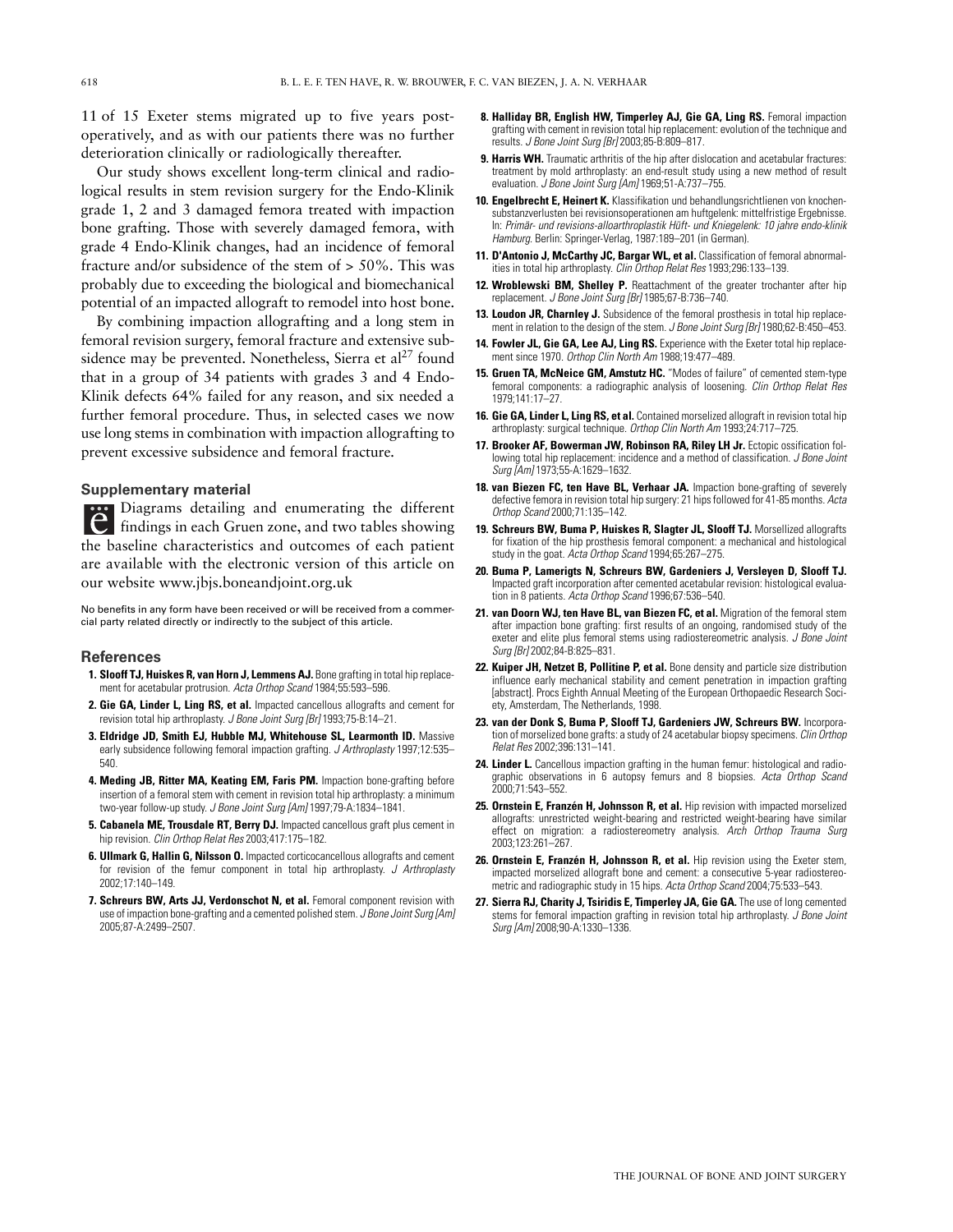11 of 15 Exeter stems migrated up to five years postoperatively, and as with our patients there was no further deterioration clinically or radiologically thereafter.

Our study shows excellent long-term clinical and radiological results in stem revision surgery for the Endo-Klinik grade 1, 2 and 3 damaged femora treated with impaction bone grafting. Those with severely damaged femora, with grade 4 Endo-Klinik changes, had an incidence of femoral fracture and/or subsidence of the stem of > 50%. This was probably due to exceeding the biological and biomechanical potential of an impacted allograft to remodel into host bone.

By combining impaction allografting and a long stem in femoral revision surgery, femoral fracture and extensive subsidence may be prevented. Nonetheless, Sierra et al[27] found that in a group of 34 patients with grades 3 and 4 Endo-Klinik defects 64% failed for any reason, and six needed a further femoral procedure. Thus, in selected cases we now use long stems in combination with impaction allografting to prevent excessive subsidence and femoral fracture.

### Supplementary material

ë Diagrams detailing and enumerating the different findings in each Gruen zone, and two tables showing the baseline characteristics and outcomes of each patient are available with the electronic version of this article on our website www.jbjs.boneandjoint.org.uk

No benefits in any form have been received or will be received from a commercial party related directly or indirectly to the subject of this article.

### References

1. **Slooff TJ, Huiskes R, van Horn J, Lemmens AJ.** Bone grafting in total hip replacement for acetabular protrusion. *Acta Orthop Scand* 1984;55:593–596.
2. **Gie GA, Linder L, Ling RS, et al.** Impacted cancellous allografts and cement for revision total hip arthroplasty. *J Bone Joint Surg [Br]* 1993;75-B:14–21.
3. **Eldridge JD, Smith EJ, Hubble MJ, Whitehouse SL, Learmonth ID.** Massive early subsidence following femoral impaction grafting. *J Arthroplasty* 1997;12:535–540.
4. **Meding JB, Ritter MA, Keating EM, Faris PM.** Impaction bone-grafting before insertion of a femoral stem with cement in revision total hip arthroplasty: a minimum two-year follow-up study. *J Bone Joint Surg [Am]* 1997;79-A:1834–1841.
5. **Cabanela ME, Trousdale RT, Berry DJ.** Impacted cancellous graft plus cement in hip revision. *Clin Orthop Relat Res* 2003;417:175–182.
6. **Ullmark G, Hallin G, Nilsson O.** Impacted corticocancellous allografts and cement for revision of the femur component in total hip arthroplasty. *J Arthroplasty* 2002;17:140–149.
7. **Schreurs BW, Arts JJ, Verdonschot N, et al.** Femoral component revision with use of impaction bone-grafting and a cemented polished stem. *J Bone Joint Surg [Am]* 2005;87-A:2499–2507.
8. **Halliday BR, English HW, Timperley AJ, Gie GA, Ling RS.** Femoral impaction grafting with cement in revision total hip replacement: evolution of the technique and results. *J Bone Joint Surg [Br]* 2003;85-B:809–817.
9. **Harris WH.** Traumatic arthritis of the hip after dislocation and acetabular fractures: treatment by mold arthroplasty: an end-result study using a new method of result evaluation. *J Bone Joint Surg [Am]* 1969;51-A:737–755.
10. **Engelbrecht E, Heinert K.** Klassifikation und behandlungsrichtlienen von knochensubstanzverlusten bei revisionsoperationen am huftgelenk: mittelfristige Ergebnisse. In: *Primär- und revisions-alloarthroplastik Hüft- und Kniegelenk: 10 jahre endo-klinik Hamburg*. Berlin: Springer-Verlag, 1987:189–201 (in German).
11. **D'Antonio J, McCarthy JC, Bargar WL, et al.** Classification of femoral abnormalities in total hip arthroplasty. *Clin Orthop Relat Res* 1993;296:133–139.
12. **Wroblewski BM, Shelley P.** Reattachment of the greater trochanter after hip replacement. *J Bone Joint Surg [Br]* 1985;67-B:736–740.
13. **Loudon JR, Charnley J.** Subsidence of the femoral prosthesis in total hip replacement in relation to the design of the stem. *J Bone Joint Surg [Br]* 1980;62-B:450–453.
14. **Fowler JL, Gie GA, Lee AJ, Ling RS.** Experience with the Exeter total hip replacement since 1970. *Orthop Clin North Am* 1988;19:477–489.
15. **Gruen TA, McNeice GM, Amstutz HC.** "Modes of failure" of cemented stem-type femoral components: a radiographic analysis of loosening. *Clin Orthop Relat Res* 1979;141:17–27.
16. **Gie GA, Linder L, Ling RS, et al.** Contained morselized allograft in revision total hip arthroplasty: surgical technique. *Orthop Clin North Am* 1993;24:717–725.
17. **Brooker AF, Bowerman JW, Robinson RA, Riley LH Jr.** Ectopic ossification following total hip replacement: incidence and a method of classification. *J Bone Joint Surg [Am]* 1973;55-A:1629–1632.
18. **van Biezen FC, ten Have BL, Verhaar JA.** Impaction bone-grafting of severely defective femora in revision total hip surgery: 21 hips followed for 41-85 months. *Acta Orthop Scand* 2000;71:135–142.
19. **Schreurs BW, Buma P, Huiskes R, Slagter JL, Slooff TJ.** Morsellized allografts for fixation of the hip prosthesis femoral component: a mechanical and histological study in the goat. *Acta Orthop Scand* 1994;65:267–275.
20. **Buma P, Lamerigts N, Schreurs BW, Gardeniers J, Versleyen D, Slooff TJ.** Impacted graft incorporation after cemented acetabular revision: histological evaluation in 8 patients. *Acta Orthop Scand* 1996;67:536–540.
21. **van Doorn WJ, ten Have BL, van Biezen FC, et al.** Migration of the femoral stem after impaction bone grafting: first results of an ongoing, randomised study of the exeter and elite plus femoral stems using radiostereometric analysis. *J Bone Joint Surg [Br]* 2002;84-B:825–831.
22. **Kuiper JH, Netzet B, Pollitine P, et al.** Bone density and particle size distribution influence early mechanical stability and cement penetration in impaction grafting [abstract]. Procs Eighth Annual Meeting of the European Orthopaedic Research Society, Amsterdam, The Netherlands, 1998.
23. **van der Donk S, Buma P, Slooff TJ, Gardeniers JW, Schreurs BW.** Incorporation of morselized bone grafts: a study of 24 acetabular biopsy specimens. *Clin Orthop Relat Res* 2002;396:131–141.
24. **Linder L.** Cancellous impaction grafting in the human femur: histological and radiographic observations in 6 autopsy femurs and 8 biopsies. *Acta Orthop Scand* 2000;71:543–552.
25. **Ornstein E, Franzén H, Johnsson R, et al.** Hip revision with impacted morselized allografts: unrestricted weight-bearing and restricted weight-bearing have similar effect on migration: a radiostereometry analysis. *Arch Orthop Trauma Surg* 2003;123:261–267.
26. **Ornstein E, Franzén H, Johnsson R, et al.** Hip revision using the Exeter stem, impacted morselized allograft bone and cement: a consecutive 5-year radiostereometric and radiographic study in 15 hips. *Acta Orthop Scand* 2004;75:533–543.
27. **Sierra RJ, Charity J, Tsiridis E, Timperley JA, Gie GA.** The use of long cemented stems for femoral impaction grafting in revision total hip arthroplasty. *J Bone Joint Surg [Am]* 2008;90-A:1330–1336.